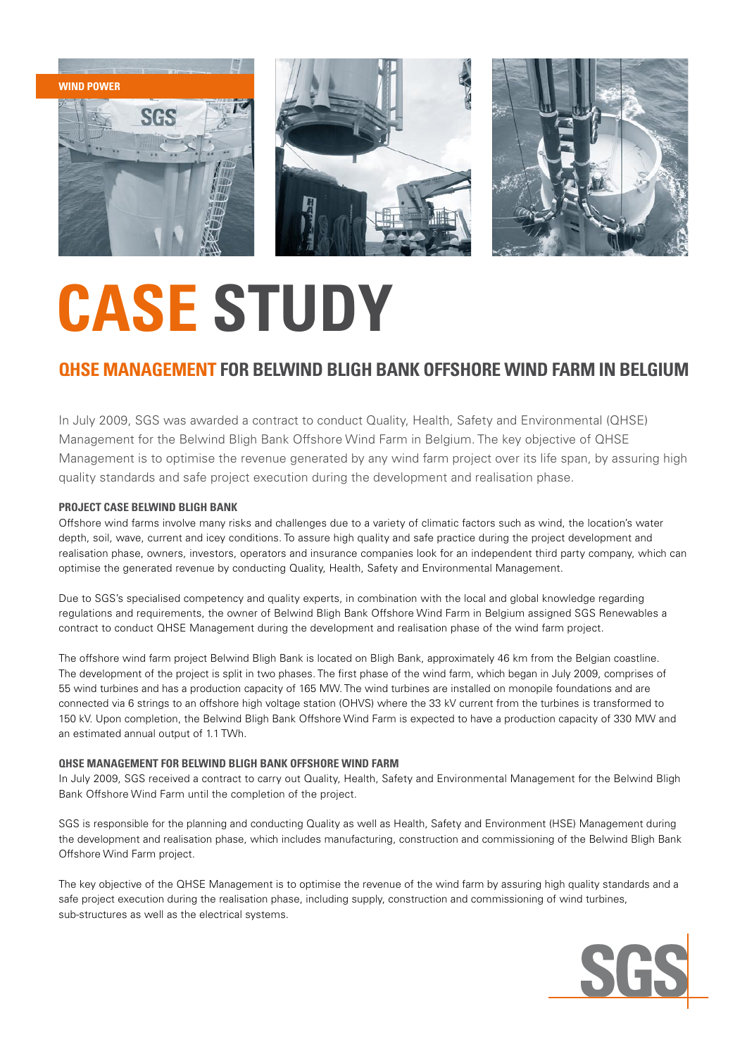WIND POWER

# CASE STUDY

## QHSE MANAGEMENT FOR BELWIND BLIGH BANK OFFSHORE WIND FARM IN BELGIUM

In July 2009, SGS was awarded a contract to conduct Quality, Health, Safety and Environmental (QHSE) Management for the Belwind Bligh Bank Offshore Wind Farm in Belgium. The key objective of QHSE Management is to optimise the revenue generated by any wind farm project over its life span, by assuring high quality standards and safe project execution during the development and realisation phase.

### PROJECT CASE BELWIND BLIGH BANK

Offshore wind farms involve many risks and challenges due to a variety of climatic factors such as wind, the location's water depth, soil, wave, current and icey conditions. To assure high quality and safe practice during the project development and realisation phase, owners, investors, operators and insurance companies look for an independent third party company, which can optimise the generated revenue by conducting Quality, Health, Safety and Environmental Management.

Due to SGS's specialised competency and quality experts, in combination with the local and global knowledge regarding regulations and requirements, the owner of Belwind Bligh Bank Offshore Wind Farm in Belgium assigned SGS Renewables a contract to conduct QHSE Management during the development and realisation phase of the wind farm project.

The offshore wind farm project Belwind Bligh Bank is located on Bligh Bank, approximately 46 km from the Belgian coastline. The development of the project is split in two phases. The first phase of the wind farm, which began in July 2009, comprises of 55 wind turbines and has a production capacity of 165 MW. The wind turbines are installed on monopile foundations and are connected via 6 strings to an offshore high voltage station (OHVS) where the 33 kV current from the turbines is transformed to 150 kV. Upon completion, the Belwind Bligh Bank Offshore Wind Farm is expected to have a production capacity of 330 MW and an estimated annual output of 1.1 TWh.

### QHSE MANAGEMENT FOR BELWIND BLIGH BANK OFFSHORE WIND FARM

In July 2009, SGS received a contract to carry out Quality, Health, Safety and Environmental Management for the Belwind Bligh Bank Offshore Wind Farm until the completion of the project.

SGS is responsible for the planning and conducting Quality as well as Health, Safety and Environment (HSE) Management during the development and realisation phase, which includes manufacturing, construction and commissioning of the Belwind Bligh Bank Offshore Wind Farm project.

The key objective of the QHSE Management is to optimise the revenue of the wind farm by assuring high quality standards and a safe project execution during the realisation phase, including supply, construction and commissioning of wind turbines, sub-structures as well as the electrical systems.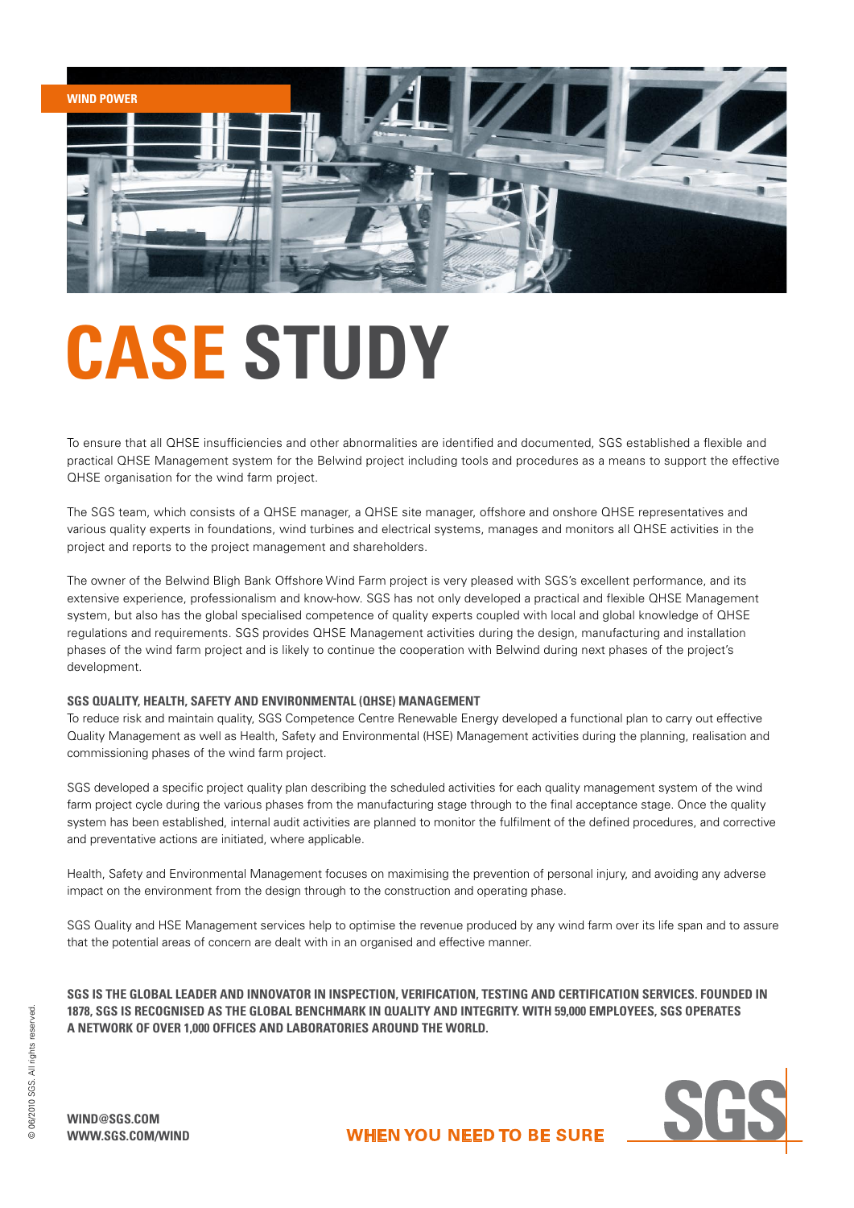WIND POWER

# CASE STUDY

To ensure that all QHSE insufficiencies and other abnormalities are identified and documented, SGS established a flexible and practical QHSE Management system for the Belwind project including tools and procedures as a means to support the effective QHSE organisation for the wind farm project.

The SGS team, which consists of a QHSE manager, a QHSE site manager, offshore and onshore QHSE representatives and various quality experts in foundations, wind turbines and electrical systems, manages and monitors all QHSE activities in the project and reports to the project management and shareholders.

The owner of the Belwind Bligh Bank Offshore Wind Farm project is very pleased with SGS's excellent performance, and its extensive experience, professionalism and know-how. SGS has not only developed a practical and flexible QHSE Management system, but also has the global specialised competence of quality experts coupled with local and global knowledge of QHSE regulations and requirements. SGS provides QHSE Management activities during the design, manufacturing and installation phases of the wind farm project and is likely to continue the cooperation with Belwind during next phases of the project's development.

### SGS QUALITY, HEALTH, SAFETY AND ENVIRONMENTAL (QHSE) MANAGEMENT

To reduce risk and maintain quality, SGS Competence Centre Renewable Energy developed a functional plan to carry out effective Quality Management as well as Health, Safety and Environmental (HSE) Management activities during the planning, realisation and commissioning phases of the wind farm project.

SGS developed a specific project quality plan describing the scheduled activities for each quality management system of the wind farm project cycle during the various phases from the manufacturing stage through to the final acceptance stage. Once the quality system has been established, internal audit activities are planned to monitor the fulfilment of the defined procedures, and corrective and preventative actions are initiated, where applicable.

Health, Safety and Environmental Management focuses on maximising the prevention of personal injury, and avoiding any adverse impact on the environment from the design through to the construction and operating phase.

SGS Quality and HSE Management services help to optimise the revenue produced by any wind farm over its life span and to assure that the potential areas of concern are dealt with in an organised and effective manner.

**SGS IS THE GLOBAL LEADER AND INNOVATOR IN INSPECTION, VERIFICATION, TESTING AND CERTIFICATION SERVICES. FOUNDED IN 1878, SGS IS RECOGNISED AS THE GLOBAL BENCHMARK IN QUALITY AND INTEGRITY. WITH 59,000 EMPLOYEES, SGS OPERATES A NETWORK OF OVER 1,000 OFFICES AND LABORATORIES AROUND THE WORLD.**

© 06/2010 SGS. All rights reserved.

**WIND@SGS.COM**
**WWW.SGS.COM/WIND**

WHEN YOU NEED TO BE SURE

SGS